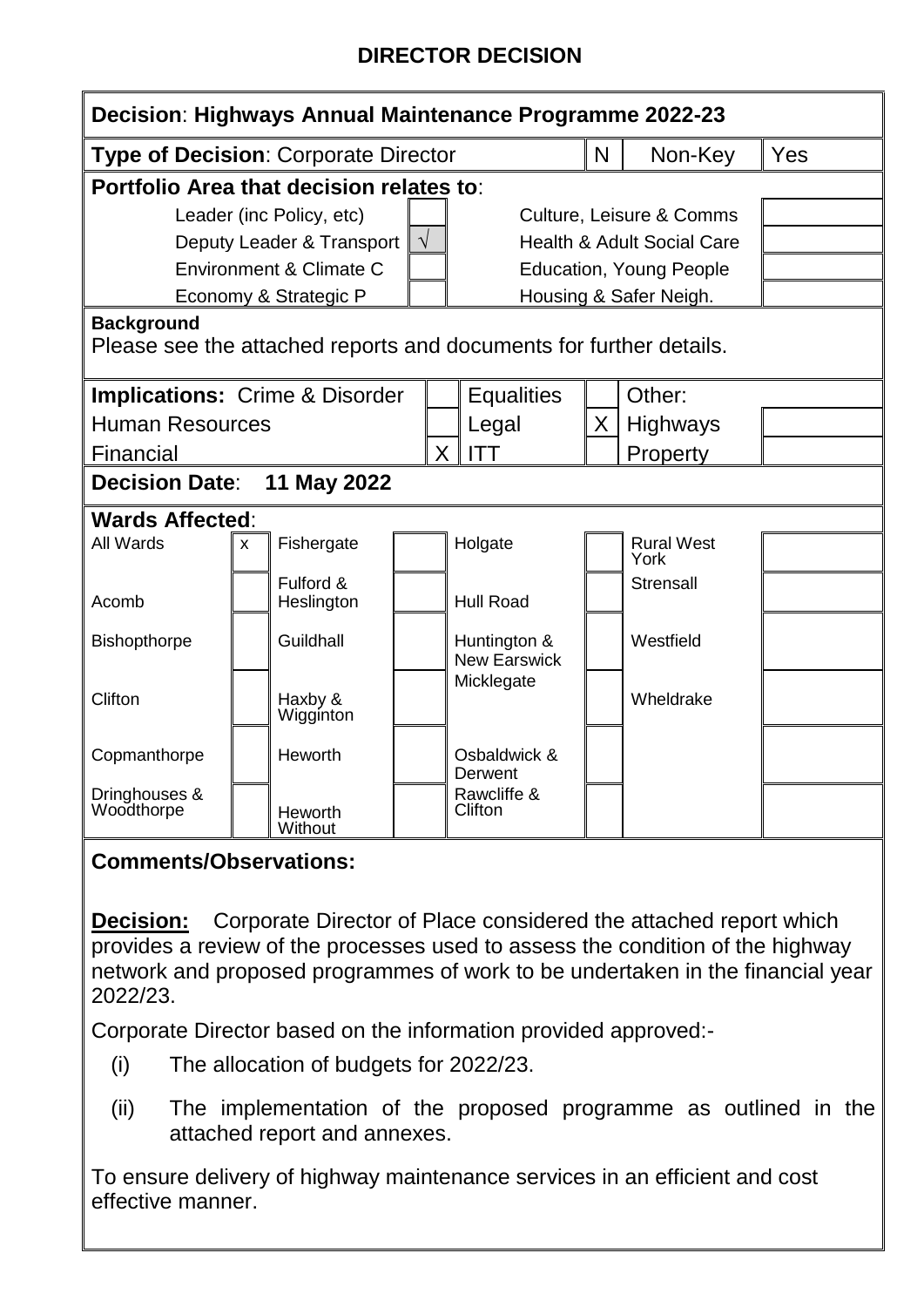# DIRECTOR DECISION

| **Decision**: **Highways Annual Maintenance Programme 2022-23** | | | | |
|---|---|---|---|---|
| **Type of Decision**: Corporate Director | N | Non-Key | Yes | |

**Portfolio Area that decision relates to**:

| | | | |
|---|---|---|---|
| Leader (inc Policy, etc) | | Culture, Leisure & Comms | |
| Deputy Leader & Transport | √ | Health & Adult Social Care | |
| Environment & Climate C | | Education, Young People | |
| Economy & Strategic P | | Housing & Safer Neigh. | |

**Background**

Please see the attached reports and documents for further details.

| **Implications:** Crime & Disorder | | Equalities | | Other: | |
|---|---|---|---|---|---|
| Human Resources | | Legal | X | Highways | |
| Financial | X | ITT | | Property | |

**Decision Date**: **11 May 2022**

**Wards Affected**:

| | | | | | | | |
|---|---|---|---|---|---|---|---|
| All Wards | x | Fishergate | | Holgate | | Rural West York | |
| Acomb | | Fulford & Heslington | | Hull Road | | Strensall | |
| Bishopthorpe | | Guildhall | | Huntington & New Earswick | | Westfield | |
| Clifton | | Haxby & Wigginton | | Micklegate | | Wheldrake | |
| Copmanthorpe | | Heworth | | Osbaldwick & Derwent | | | |
| Dringhouses & Woodthorpe | | Heworth Without | | Rawcliffe & Clifton | | | |

**Comments/Observations:**

**Decision:** Corporate Director of Place considered the attached report which provides a review of the processes used to assess the condition of the highway network and proposed programmes of work to be undertaken in the financial year 2022/23.

Corporate Director based on the information provided approved:-

(i) The allocation of budgets for 2022/23.

(ii) The implementation of the proposed programme as outlined in the attached report and annexes.

To ensure delivery of highway maintenance services in an efficient and cost effective manner.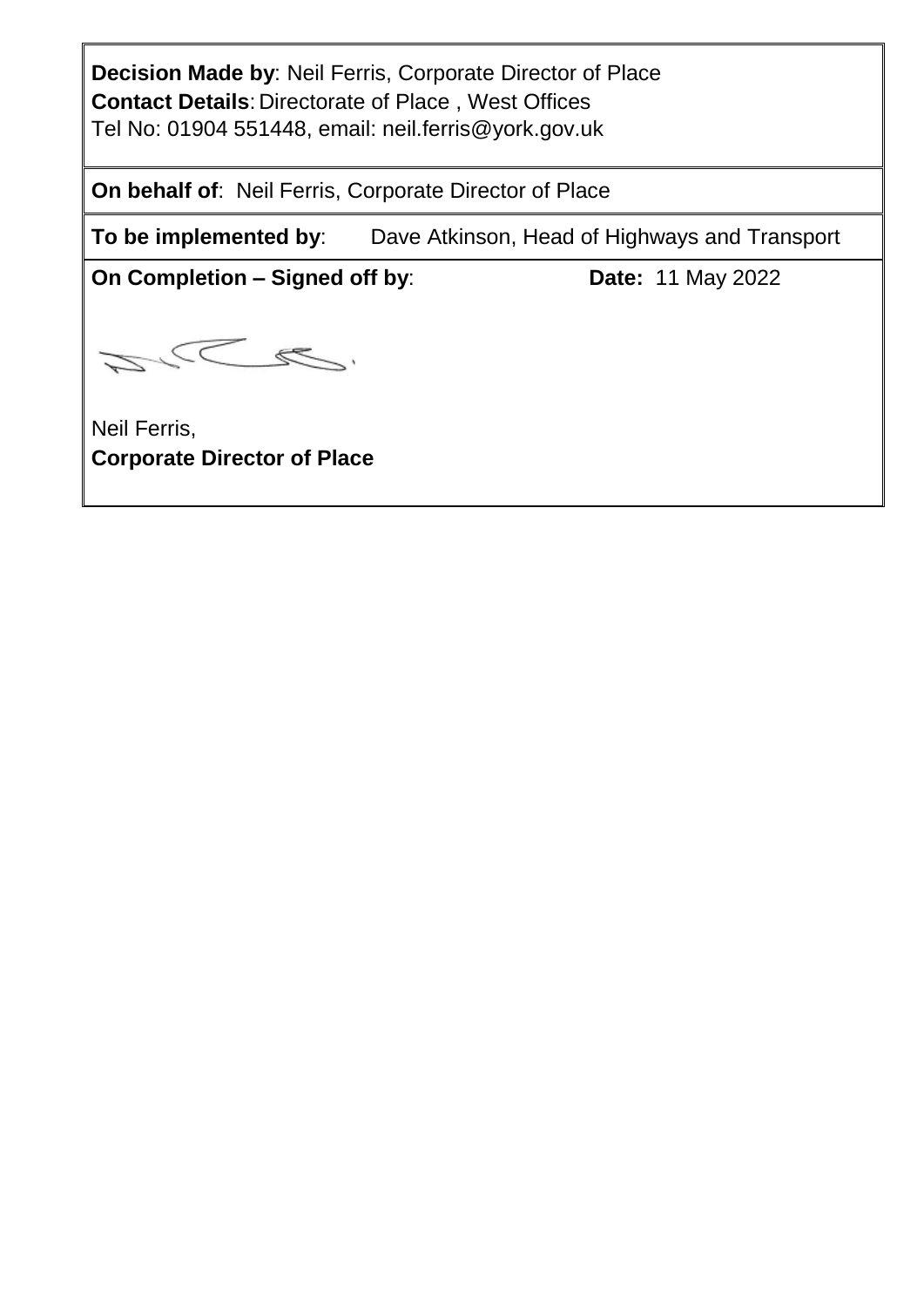**Decision Made by**: Neil Ferris, Corporate Director of Place
**Contact Details**: Directorate of Place , West Offices
Tel No: 01904 551448, email: neil.ferris@york.gov.uk

**On behalf of**: Neil Ferris, Corporate Director of Place

**To be implemented by**: Dave Atkinson, Head of Highways and Transport

**On Completion – Signed off by**: **Date:** 11 May 2022

Neil Ferris,
**Corporate Director of Place**